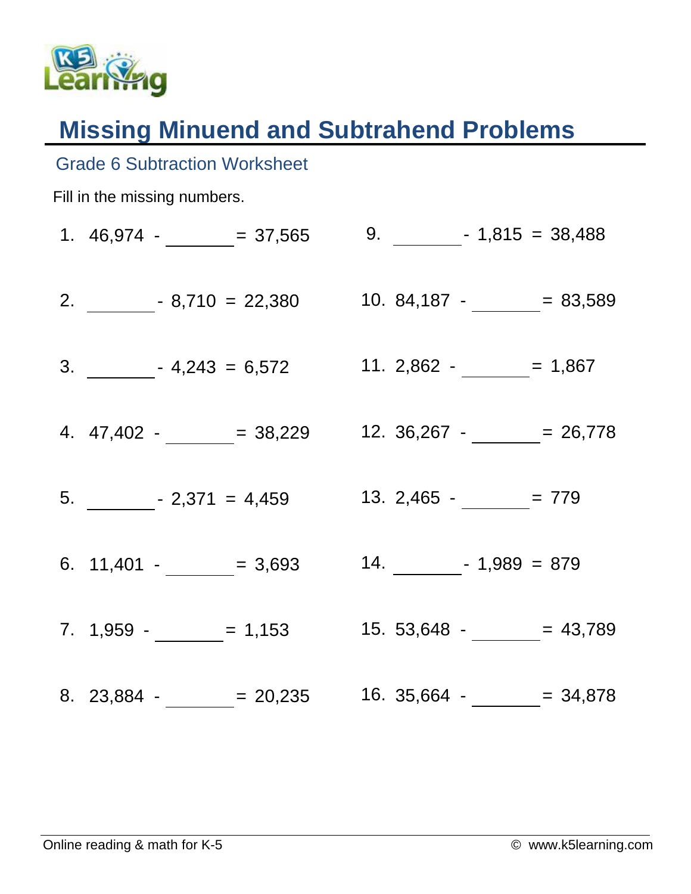# Missing Minuend and Subtrahend Problems

## Grade 6 Subtraction Worksheet

Fill in the missing numbers.

1. 46,974 - ______ = 37,565
2. ______ - 8,710 = 22,380
3. ______ - 4,243 = 6,572
4. 47,402 - ______ = 38,229
5. ______ - 2,371 = 4,459
6. 11,401 - ______ = 3,693
7. 1,959 - ______ = 1,153
8. 23,884 - ______ = 20,235
9. ______ - 1,815 = 38,488
10. 84,187 - ______ = 83,589
11. 2,862 - ______ = 1,867
12. 36,267 - ______ = 26,778
13. 2,465 - ______ = 779
14. ______ - 1,989 = 879
15. 53,648 - ______ = 43,789
16. 35,664 - ______ = 34,878

Online reading & math for K-5 © www.k5learning.com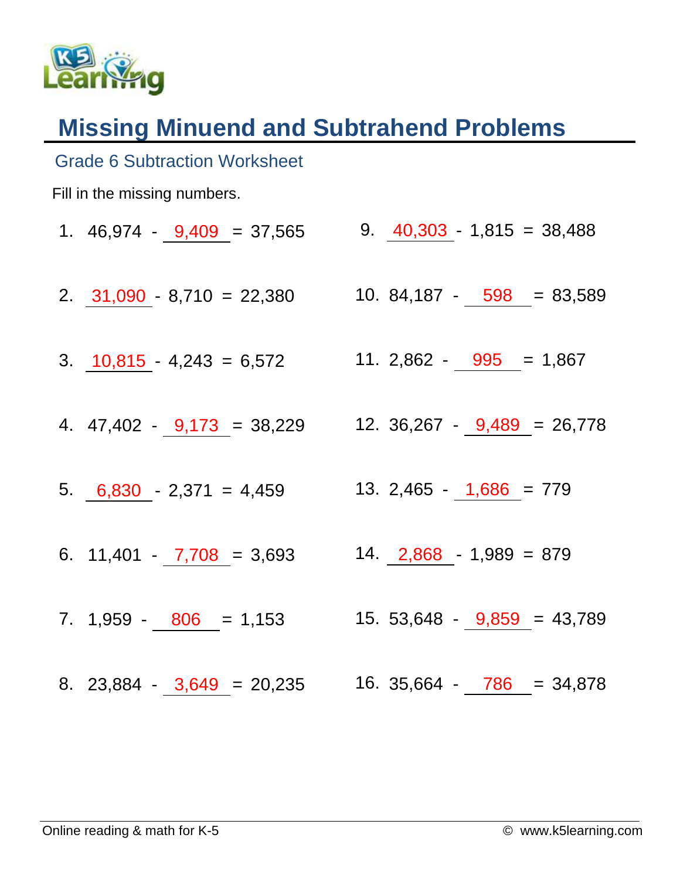# Missing Minuend and Subtrahend Problems

## Grade 6 Subtraction Worksheet

Fill in the missing numbers.

1. 46,974 - 9,409 = 37,565
2. 31,090 - 8,710 = 22,380
3. 10,815 - 4,243 = 6,572
4. 47,402 - 9,173 = 38,229
5. 6,830 - 2,371 = 4,459
6. 11,401 - 7,708 = 3,693
7. 1,959 - 806 = 1,153
8. 23,884 - 3,649 = 20,235
9. 40,303 - 1,815 = 38,488
10. 84,187 - 598 = 83,589
11. 2,862 - 995 = 1,867
12. 36,267 - 9,489 = 26,778
13. 2,465 - 1,686 = 779
14. 2,868 - 1,989 = 879
15. 53,648 - 9,859 = 43,789
16. 35,664 - 786 = 34,878